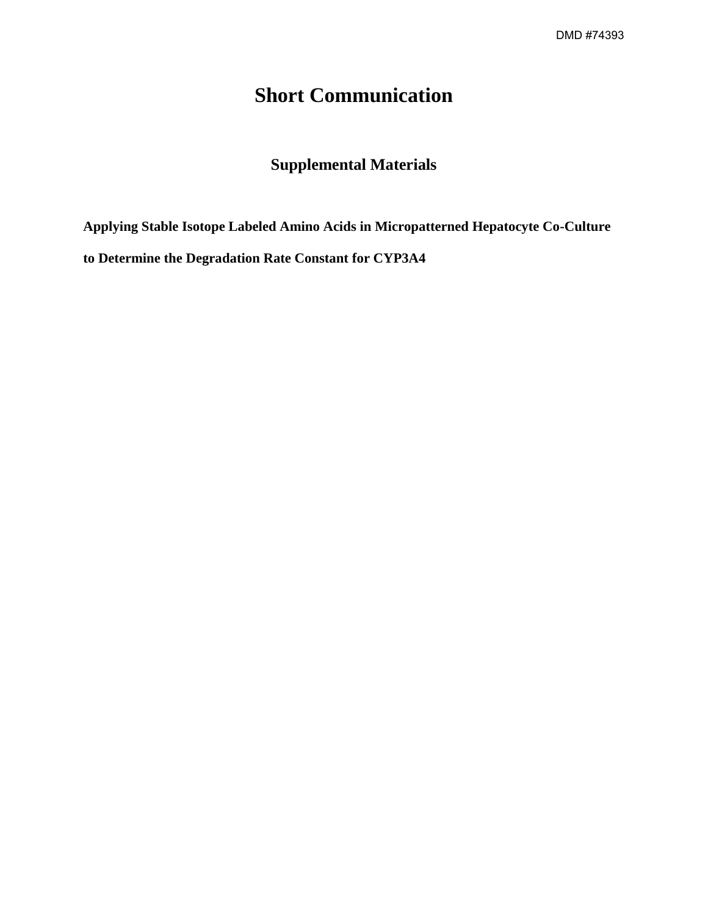# Short Communication

## Supplemental Materials

**Applying Stable Isotope Labeled Amino Acids in Micropatterned Hepatocyte Co-Culture to Determine the Degradation Rate Constant for CYP3A4**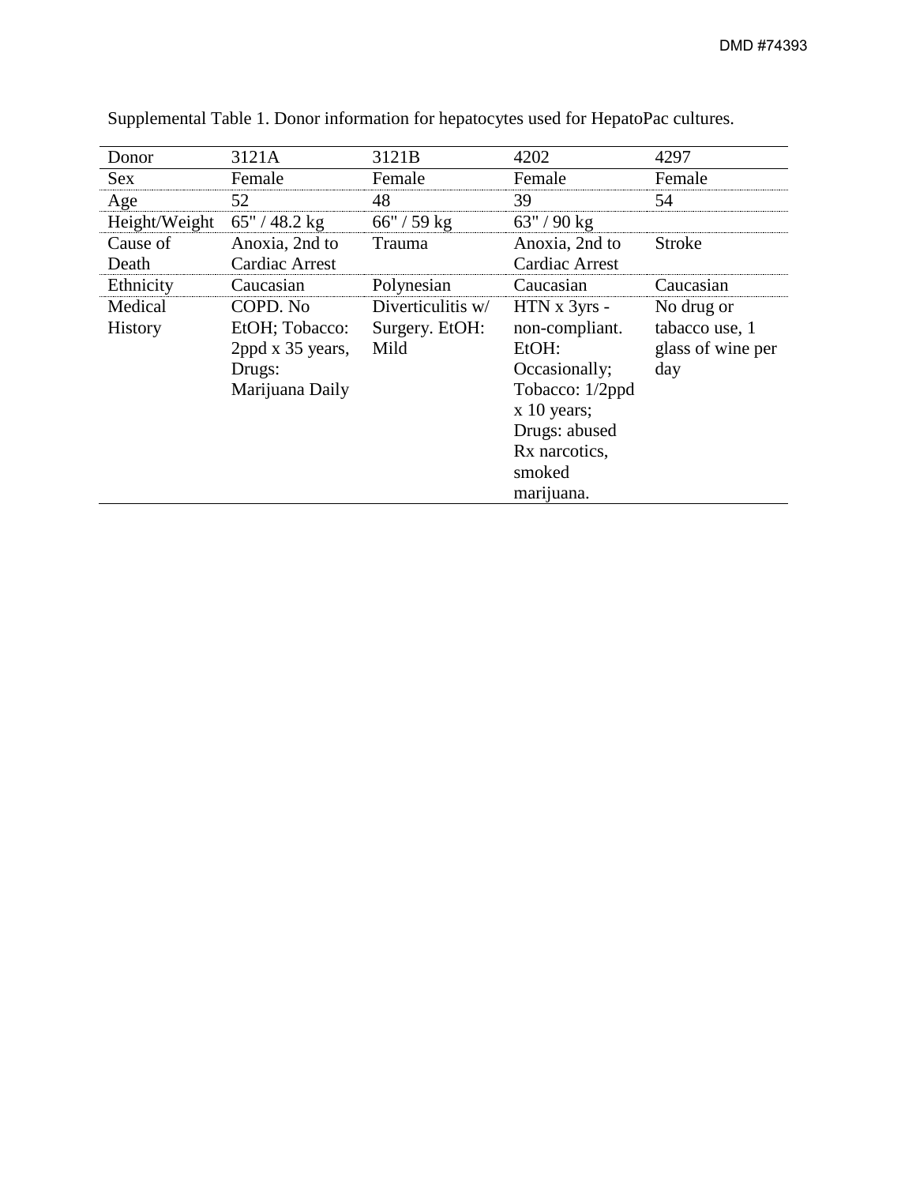Supplemental Table 1. Donor information for hepatocytes used for HepatoPac cultures.

| Donor | 3121A | 3121B | 4202 | 4297 |
| --- | --- | --- | --- | --- |
| Sex | Female | Female | Female | Female |
| Age | 52 | 48 | 39 | 54 |
| Height/Weight | 65" / 48.2 kg | 66" / 59 kg | 63" / 90 kg | |
| Cause of Death | Anoxia, 2nd to Cardiac Arrest | Trauma | Anoxia, 2nd to Cardiac Arrest | Stroke |
| Ethnicity | Caucasian | Polynesian | Caucasian | Caucasian |
| Medical History | COPD. No EtOH; Tobacco: 2ppd x 35 years, Drugs: Marijuana Daily | Diverticulitis w/ Surgery. EtOH: Mild | HTN x 3yrs - non-compliant. EtOH: Occasionally; Tobacco: 1/2ppd x 10 years; Drugs: abused Rx narcotics, smoked marijuana. | No drug or tabacco use, 1 glass of wine per day |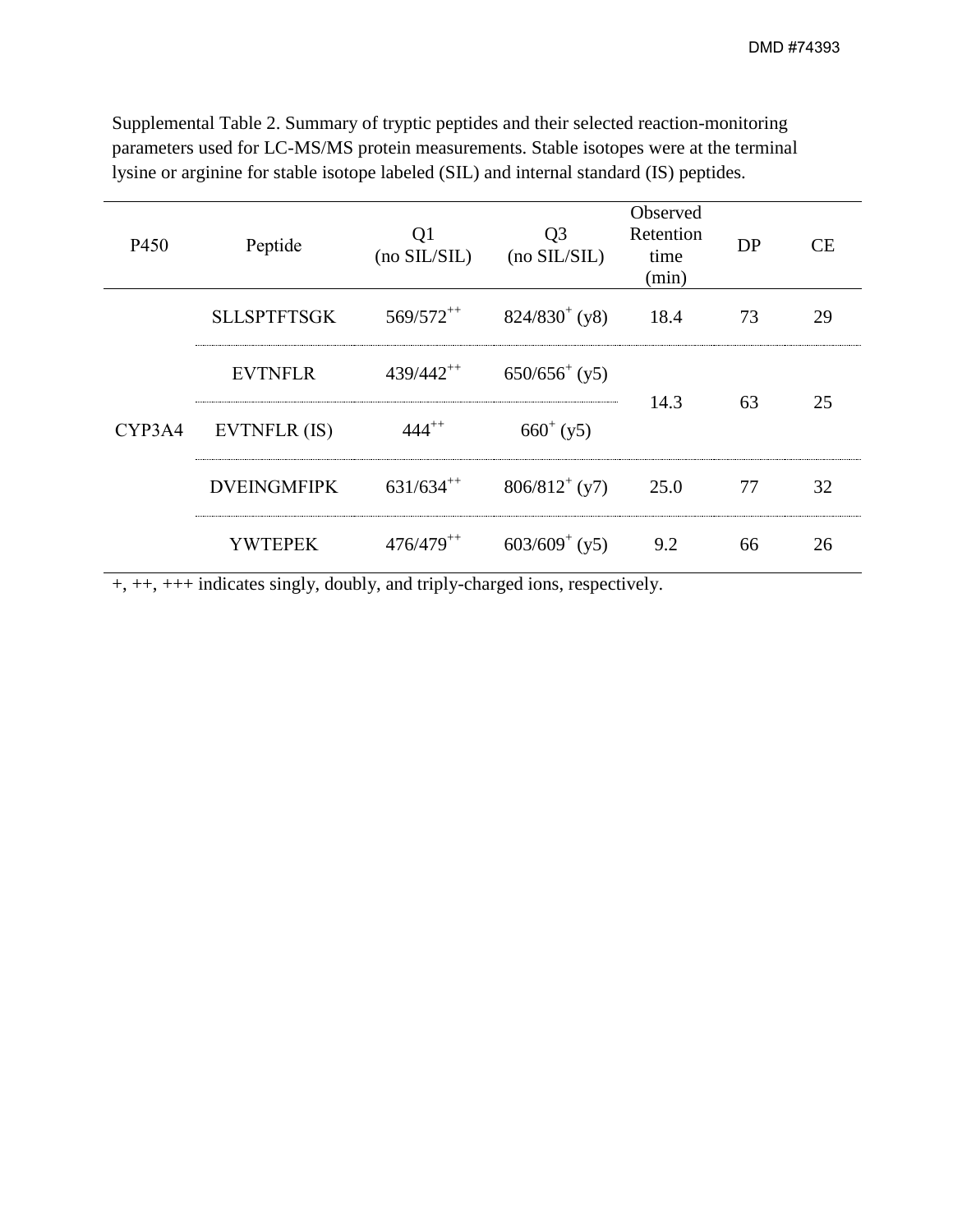Supplemental Table 2. Summary of tryptic peptides and their selected reaction-monitoring parameters used for LC-MS/MS protein measurements. Stable isotopes were at the terminal lysine or arginine for stable isotope labeled (SIL) and internal standard (IS) peptides.

| P450 | Peptide | Q1 (no SIL/SIL) | Q3 (no SIL/SIL) | Observed Retention time (min) | DP | CE |
| --- | --- | --- | --- | --- | --- | --- |
| CYP3A4 | SLLSPTFTSGK | 569/572$^{++}$ | 824/830$^{+}$ (y8) | 18.4 | 73 | 29 |
| | EVTNFLR | 439/442$^{++}$ | 650/656$^{+}$ (y5) | 14.3 | 63 | 25 |
| | EVTNFLR (IS) | 444$^{++}$ | 660$^{+}$ (y5) | | | |
| | DVEINGMFIPK | 631/634$^{++}$ | 806/812$^{+}$ (y7) | 25.0 | 77 | 32 |
| | YWTEPEK | 476/479$^{++}$ | 603/609$^{+}$ (y5) | 9.2 | 66 | 26 |

+, ++, +++ indicates singly, doubly, and triply-charged ions, respectively.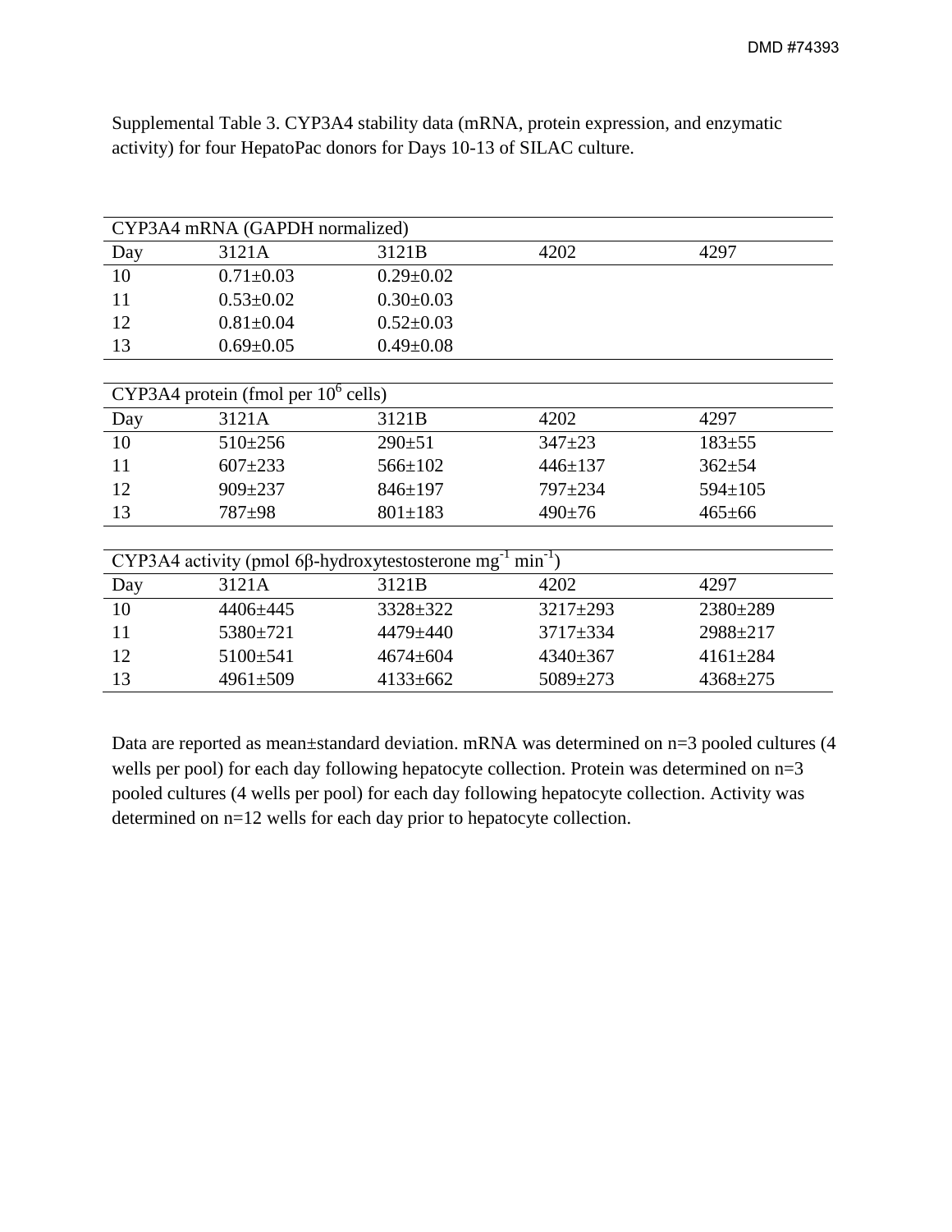Supplemental Table 3. CYP3A4 stability data (mRNA, protein expression, and enzymatic activity) for four HepatoPac donors for Days 10-13 of SILAC culture.

| CYP3A4 mRNA (GAPDH normalized) | | | | |
|---|---|---|---|---|
| Day | 3121A | 3121B | 4202 | 4297 |
| 10 | 0.71±0.03 | 0.29±0.02 | | |
| 11 | 0.53±0.02 | 0.30±0.03 | | |
| 12 | 0.81±0.04 | 0.52±0.03 | | |
| 13 | 0.69±0.05 | 0.49±0.08 | | |

| CYP3A4 protein (fmol per $10^6$ cells) | | | | |
|---|---|---|---|---|
| Day | 3121A | 3121B | 4202 | 4297 |
| 10 | 510±256 | 290±51 | 347±23 | 183±55 |
| 11 | 607±233 | 566±102 | 446±137 | 362±54 |
| 12 | 909±237 | 846±197 | 797±234 | 594±105 |
| 13 | 787±98 | 801±183 | 490±76 | 465±66 |

| CYP3A4 activity (pmol 6β-hydroxytestosterone $mg^{-1}$ $min^{-1}$) | | | | |
|---|---|---|---|---|
| Day | 3121A | 3121B | 4202 | 4297 |
| 10 | 4406±445 | 3328±322 | 3217±293 | 2380±289 |
| 11 | 5380±721 | 4479±440 | 3717±334 | 2988±217 |
| 12 | 5100±541 | 4674±604 | 4340±367 | 4161±284 |
| 13 | 4961±509 | 4133±662 | 5089±273 | 4368±275 |

Data are reported as mean±standard deviation. mRNA was determined on n=3 pooled cultures (4 wells per pool) for each day following hepatocyte collection. Protein was determined on n=3 pooled cultures (4 wells per pool) for each day following hepatocyte collection. Activity was determined on n=12 wells for each day prior to hepatocyte collection.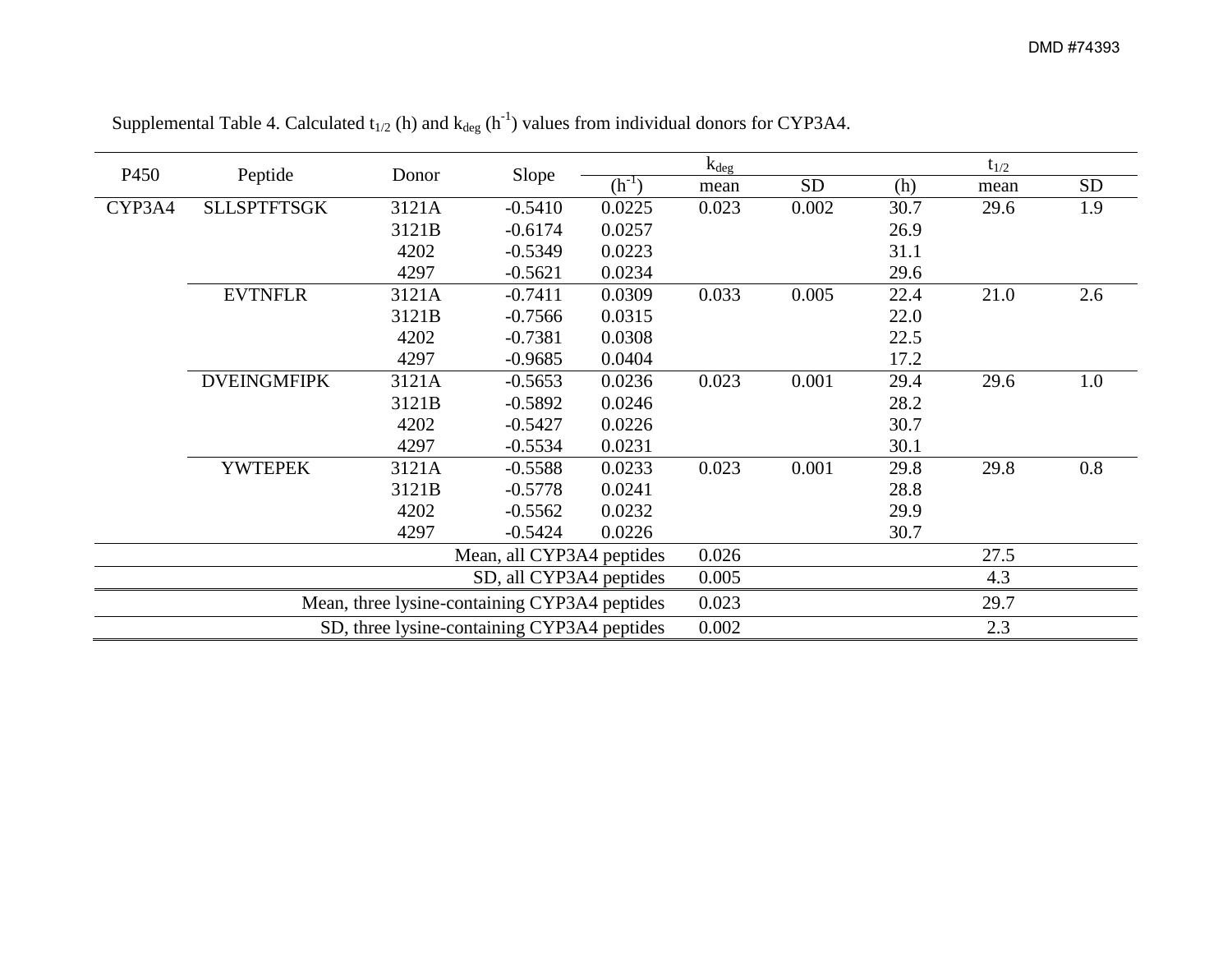Supplemental Table 4. Calculated $t_{1/2}$ (h) and $k_{deg}$ ($h^{-1}$) values from individual donors for CYP3A4.

| P450 | Peptide | Donor | Slope | $k_{deg}$ ($h^{-1}$) | $k_{deg}$ mean | $k_{deg}$ SD | $t_{1/2}$ (h) | $t_{1/2}$ mean | $t_{1/2}$ SD |
|---|---|---|---|---|---|---|---|---|---|
| CYP3A4 | SLLSPTFTSGK | 3121A | -0.5410 | 0.0225 | 0.023 | 0.002 | 30.7 | 29.6 | 1.9 |
| | | 3121B | -0.6174 | 0.0257 | | | 26.9 | | |
| | | 4202 | -0.5349 | 0.0223 | | | 31.1 | | |
| | | 4297 | -0.5621 | 0.0234 | | | 29.6 | | |
| | EVTNFLR | 3121A | -0.7411 | 0.0309 | 0.033 | 0.005 | 22.4 | 21.0 | 2.6 |
| | | 3121B | -0.7566 | 0.0315 | | | 22.0 | | |
| | | 4202 | -0.7381 | 0.0308 | | | 22.5 | | |
| | | 4297 | -0.9685 | 0.0404 | | | 17.2 | | |
| | DVEINGMFIPK | 3121A | -0.5653 | 0.0236 | 0.023 | 0.001 | 29.4 | 29.6 | 1.0 |
| | | 3121B | -0.5892 | 0.0246 | | | 28.2 | | |
| | | 4202 | -0.5427 | 0.0226 | | | 30.7 | | |
| | | 4297 | -0.5534 | 0.0231 | | | 30.1 | | |
| | YWTEPEK | 3121A | -0.5588 | 0.0233 | 0.023 | 0.001 | 29.8 | 29.8 | 0.8 |
| | | 3121B | -0.5778 | 0.0241 | | | 28.8 | | |
| | | 4202 | -0.5562 | 0.0232 | | | 29.9 | | |
| | | 4297 | -0.5424 | 0.0226 | | | 30.7 | | |
| | | | | Mean, all CYP3A4 peptides | 0.026 | | | 27.5 | |
| | | | | SD, all CYP3A4 peptides | 0.005 | | | 4.3 | |
| | | | | Mean, three lysine-containing CYP3A4 peptides | 0.023 | | | 29.7 | |
| | | | | SD, three lysine-containing CYP3A4 peptides | 0.002 | | | 2.3 | |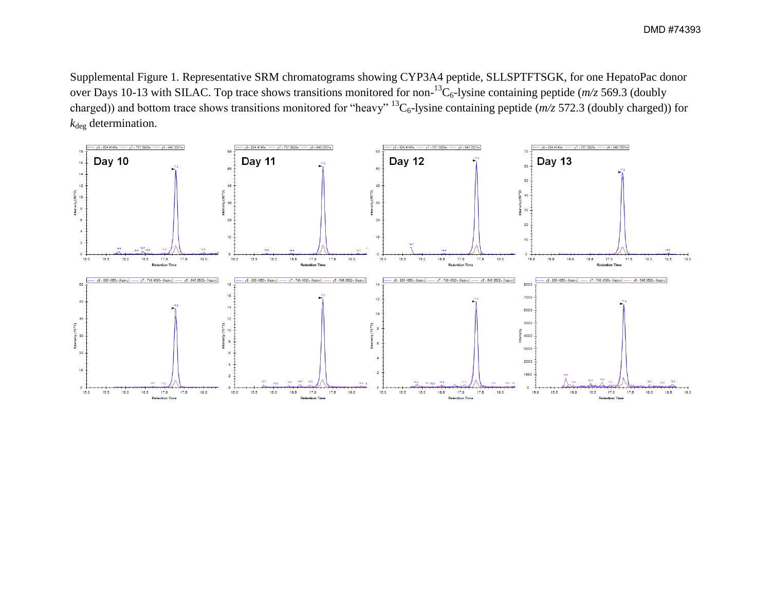Supplemental Figure 1. Representative SRM chromatograms showing CYP3A4 peptide, SLLSPTFTSGK, for one HepatoPac donor over Days 10-13 with SILAC. Top trace shows transitions monitored for non-$^{13}C_6$-lysine containing peptide (*m/z* 569.3 (doubly charged)) and bottom trace shows transitions monitored for "heavy" $^{13}C_6$-lysine containing peptide (*m/z* 572.3 (doubly charged)) for $k_{deg}$ determination.

Day 10

Day 11

Day 12

Day 13

y8 - 824.4149+ — y7 - 737.3828+ — y6 - 640.3301+

y8 - 830.4350+ (heavy) — y7 - 743.4030+ (heavy) — y6 - 646.3502+ (heavy)

Intensity (10^3)

Intensity

Retention Time